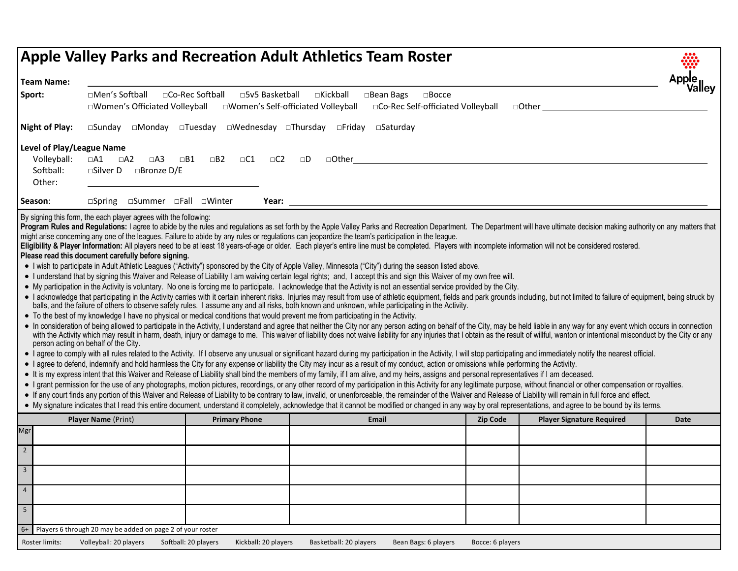# Apple Valley Parks and Recreation Adult Athletics Team Roster

Apple Valley

**Team Name:** ______________________________

**Sport:** □Men's Softball □Co-Rec Softball □5v5 Basketball □Kickball □Bean Bags □Bocce
□Women's Officiated Volleyball □Women's Self-officiated Volleyball □Co-Rec Self-officiated Volleyball □Other ______________

**Night of Play:** □Sunday □Monday □Tuesday □Wednesday □Thursday □Friday □Saturday

**Level of Play/League Name**

Volleyball: □A1 □A2 □A3 □B1 □B2 □C1 □C2 □D □Other ______________

Softball: □Silver D □Bronze D/E

Other: ______________

**Season**: □Spring □Summer □Fall □Winter **Year:** ______________

By signing this form, the each player agrees with the following:

**Program Rules and Regulations:** I agree to abide by the rules and regulations as set forth by the Apple Valley Parks and Recreation Department. The Department will have ultimate decision making authority on any matters that might arise concerning any one of the leagues. Failure to abide by any rules or regulations can jeopardize the team's participation in the league.

**Eligibility & Player Information:** All players need to be at least 18 years-of-age or older. Each player's entire line must be completed. Players with incomplete information will not be considered rostered.

**Please read this document carefully before signing.**

- I wish to participate in Adult Athletic Leagues ("Activity") sponsored by the City of Apple Valley, Minnesota ("City") during the season listed above.
- I understand that by signing this Waiver and Release of Liability I am waiving certain legal rights; and, I accept this and sign this Waiver of my own free will.
- My participation in the Activity is voluntary. No one is forcing me to participate. I acknowledge that the Activity is not an essential service provided by the City.
- I acknowledge that participating in the Activity carries with it certain inherent risks. Injuries may result from use of athletic equipment, fields and park grounds including, but not limited to failure of equipment, being struck by balls, and the failure of others to observe safety rules. I assume any and all risks, both known and unknown, while participating in the Activity.
- To the best of my knowledge I have no physical or medical conditions that would prevent me from participating in the Activity.
- In consideration of being allowed to participate in the Activity, I understand and agree that neither the City nor any person acting on behalf of the City, may be held liable in any way for any event which occurs in connection with the Activity which may result in harm, death, injury or damage to me. This waiver of liability does not waive liability for any injuries that I obtain as the result of willful, wanton or intentional misconduct by the City or any person acting on behalf of the City.
- I agree to comply with all rules related to the Activity. If I observe any unusual or significant hazard during my participation in the Activity, I will stop participating and immediately notify the nearest official.
- I agree to defend, indemnify and hold harmless the City for any expense or liability the City may incur as a result of my conduct, action or omissions while performing the Activity.
- It is my express intent that this Waiver and Release of Liability shall bind the members of my family, if I am alive, and my heirs, assigns and personal representatives if I am deceased.
- I grant permission for the use of any photographs, motion pictures, recordings, or any other record of my participation in this Activity for any legitimate purpose, without financial or other compensation or royalties.
- If any court finds any portion of this Waiver and Release of Liability to be contrary to law, invalid, or unenforceable, the remainder of the Waiver and Release of Liability will remain in full force and effect.
- My signature indicates that I read this entire document, understand it completely, acknowledge that it cannot be modified or changed in any way by oral representations, and agree to be bound by its terms.

| | **Player Name** (Print) | **Primary Phone** | **Email** | **Zip Code** | **Player Signature Required** | **Date** |
|---|---|---|---|---|---|---|
| Mgr | | | | | | |
| 2 | | | | | | |
| 3 | | | | | | |
| 4 | | | | | | |
| 5 | | | | | | |
| 6+ | Players 6 through 20 may be added on page 2 of your roster | | | | | |

Roster limits: Volleyball: 20 players Softball: 20 players Kickball: 20 players Basketball: 20 players Bean Bags: 6 players Bocce: 6 players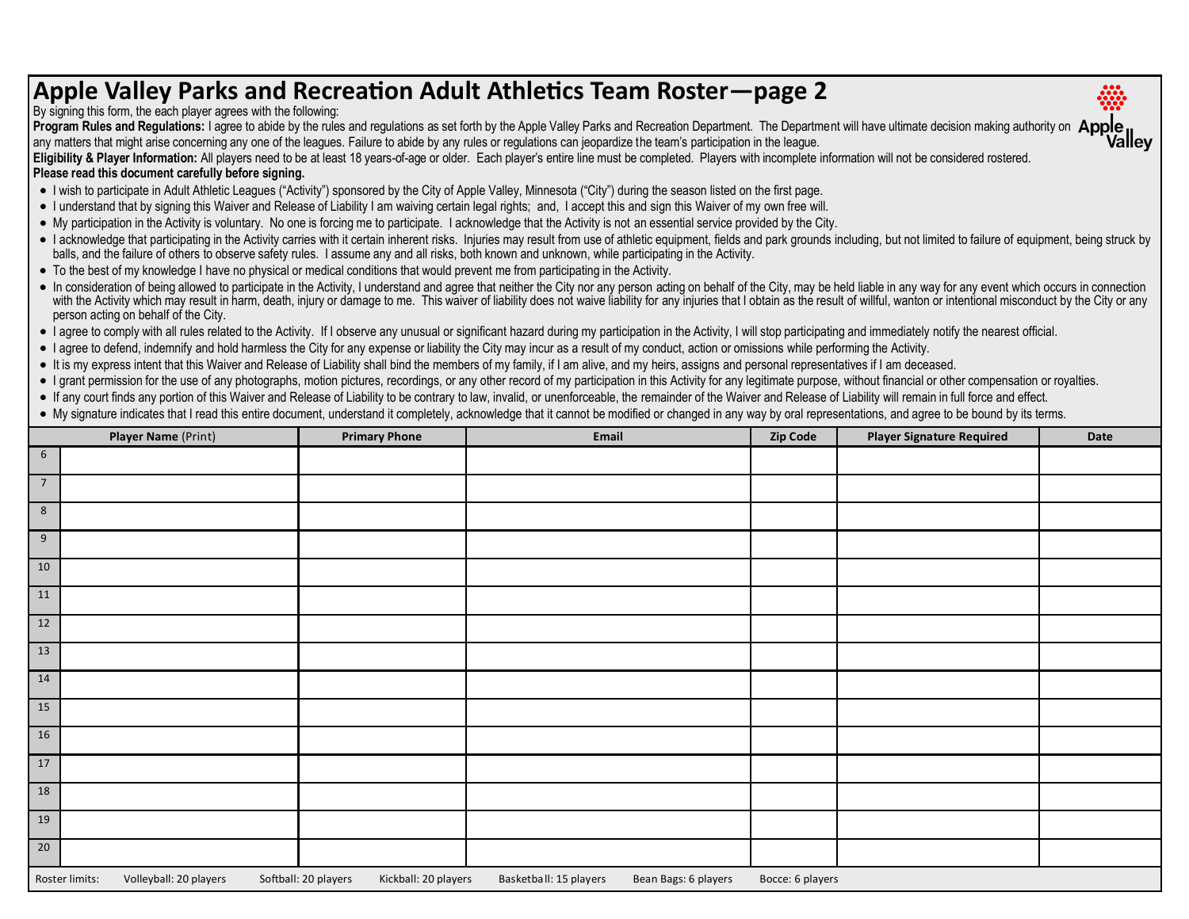# Apple Valley Parks and Recreation Adult Athletics Team Roster—page 2

By signing this form, the each player agrees with the following:

**Program Rules and Regulations:** I agree to abide by the rules and regulations as set forth by the Apple Valley Parks and Recreation Department. The Department will have ultimate decision making authority on any matters that might arise concerning any one of the leagues. Failure to abide by any rules or regulations can jeopardize the team's participation in the league.

**Eligibility & Player Information:** All players need to be at least 18 years-of-age or older. Each player's entire line must be completed. Players with incomplete information will not be considered rostered.

**Please read this document carefully before signing.**

- I wish to participate in Adult Athletic Leagues ("Activity") sponsored by the City of Apple Valley, Minnesota ("City") during the season listed on the first page.
- I understand that by signing this Waiver and Release of Liability I am waiving certain legal rights; and, I accept this and sign this Waiver of my own free will.
- My participation in the Activity is voluntary. No one is forcing me to participate. I acknowledge that the Activity is not an essential service provided by the City.
- I acknowledge that participating in the Activity carries with it certain inherent risks. Injuries may result from use of athletic equipment, fields and park grounds including, but not limited to failure of equipment, being struck by balls, and the failure of others to observe safety rules. I assume any and all risks, both known and unknown, while participating in the Activity.
- To the best of my knowledge I have no physical or medical conditions that would prevent me from participating in the Activity.
- In consideration of being allowed to participate in the Activity, I understand and agree that neither the City nor any person acting on behalf of the City, may be held liable in any way for any event which occurs in connection with the Activity which may result in harm, death, injury or damage to me. This waiver of liability does not waive liability for any injuries that I obtain as the result of willful, wanton or intentional misconduct by the City or any person acting on behalf of the City.
- I agree to comply with all rules related to the Activity. If I observe any unusual or significant hazard during my participation in the Activity, I will stop participating and immediately notify the nearest official.
- I agree to defend, indemnify and hold harmless the City for any expense or liability the City may incur as a result of my conduct, action or omissions while performing the Activity.
- It is my express intent that this Waiver and Release of Liability shall bind the members of my family, if I am alive, and my heirs, assigns and personal representatives if I am deceased.
- I grant permission for the use of any photographs, motion pictures, recordings, or any other record of my participation in this Activity for any legitimate purpose, without financial or other compensation or royalties.
- If any court finds any portion of this Waiver and Release of Liability to be contrary to law, invalid, or unenforceable, the remainder of the Waiver and Release of Liability will remain in full force and effect.
- My signature indicates that I read this entire document, understand it completely, acknowledge that it cannot be modified or changed in any way by oral representations, and agree to be bound by its terms.

| | Player Name (Print) | Primary Phone | Email | Zip Code | Player Signature Required | Date |
|---|---|---|---|---|---|---|
| 6 | | | | | | |
| 7 | | | | | | |
| 8 | | | | | | |
| 9 | | | | | | |
| 10 | | | | | | |
| 11 | | | | | | |
| 12 | | | | | | |
| 13 | | | | | | |
| 14 | | | | | | |
| 15 | | | | | | |
| 16 | | | | | | |
| 17 | | | | | | |
| 18 | | | | | | |
| 19 | | | | | | |
| 20 | | | | | | |

Roster limits: Volleyball: 20 players Softball: 20 players Kickball: 20 players Basketball: 15 players Bean Bags: 6 players Bocce: 6 players